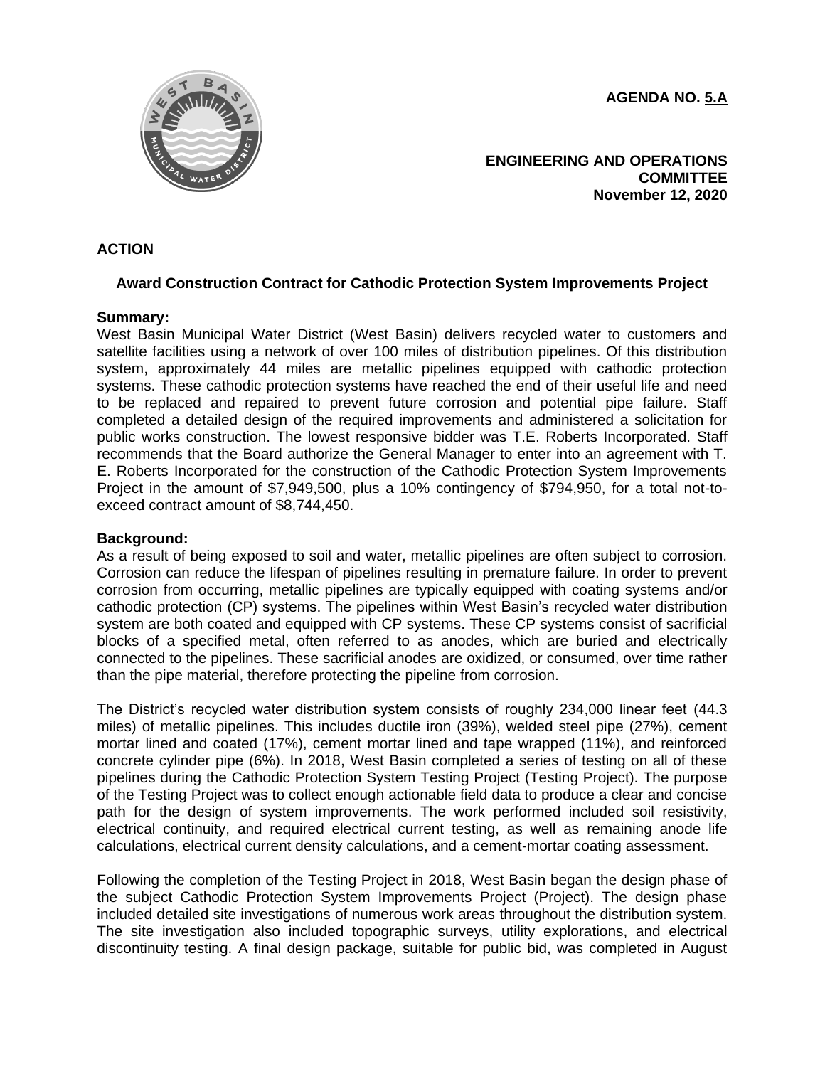**AGENDA NO. 5.A**

**ENGINEERING AND OPERATIONS COMMITTEE**
**November 12, 2020**

**ACTION**

**Award Construction Contract for Cathodic Protection System Improvements Project**

**Summary:**
West Basin Municipal Water District (West Basin) delivers recycled water to customers and satellite facilities using a network of over 100 miles of distribution pipelines. Of this distribution system, approximately 44 miles are metallic pipelines equipped with cathodic protection systems. These cathodic protection systems have reached the end of their useful life and need to be replaced and repaired to prevent future corrosion and potential pipe failure. Staff completed a detailed design of the required improvements and administered a solicitation for public works construction. The lowest responsive bidder was T.E. Roberts Incorporated. Staff recommends that the Board authorize the General Manager to enter into an agreement with T. E. Roberts Incorporated for the construction of the Cathodic Protection System Improvements Project in the amount of $7,949,500, plus a 10% contingency of $794,950, for a total not-to-exceed contract amount of $8,744,450.

**Background:**
As a result of being exposed to soil and water, metallic pipelines are often subject to corrosion. Corrosion can reduce the lifespan of pipelines resulting in premature failure. In order to prevent corrosion from occurring, metallic pipelines are typically equipped with coating systems and/or cathodic protection (CP) systems. The pipelines within West Basin's recycled water distribution system are both coated and equipped with CP systems. These CP systems consist of sacrificial blocks of a specified metal, often referred to as anodes, which are buried and electrically connected to the pipelines. These sacrificial anodes are oxidized, or consumed, over time rather than the pipe material, therefore protecting the pipeline from corrosion.

The District's recycled water distribution system consists of roughly 234,000 linear feet (44.3 miles) of metallic pipelines. This includes ductile iron (39%), welded steel pipe (27%), cement mortar lined and coated (17%), cement mortar lined and tape wrapped (11%), and reinforced concrete cylinder pipe (6%). In 2018, West Basin completed a series of testing on all of these pipelines during the Cathodic Protection System Testing Project (Testing Project). The purpose of the Testing Project was to collect enough actionable field data to produce a clear and concise path for the design of system improvements. The work performed included soil resistivity, electrical continuity, and required electrical current testing, as well as remaining anode life calculations, electrical current density calculations, and a cement-mortar coating assessment.

Following the completion of the Testing Project in 2018, West Basin began the design phase of the subject Cathodic Protection System Improvements Project (Project). The design phase included detailed site investigations of numerous work areas throughout the distribution system. The site investigation also included topographic surveys, utility explorations, and electrical discontinuity testing. A final design package, suitable for public bid, was completed in August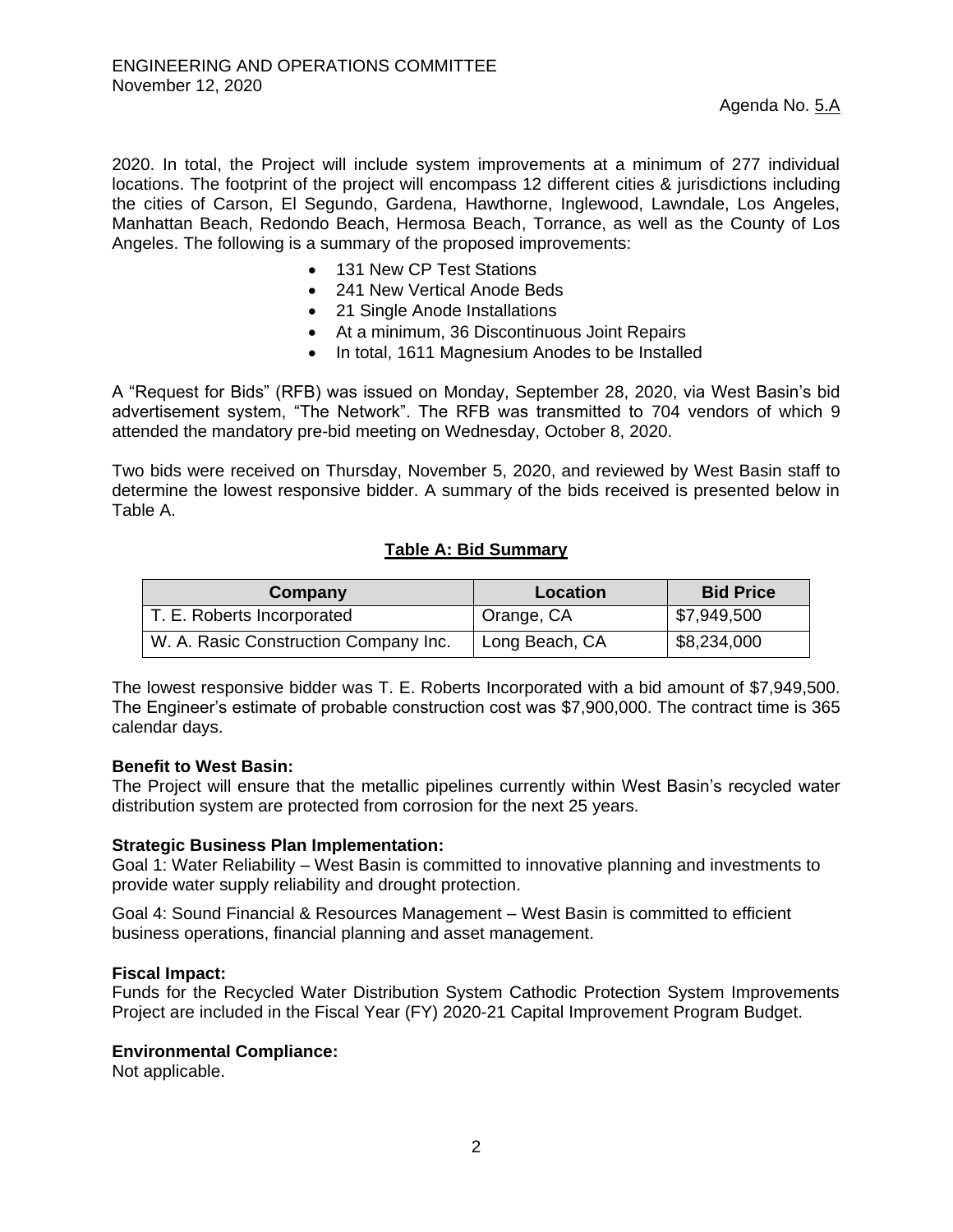2020. In total, the Project will include system improvements at a minimum of 277 individual locations. The footprint of the project will encompass 12 different cities & jurisdictions including the cities of Carson, El Segundo, Gardena, Hawthorne, Inglewood, Lawndale, Los Angeles, Manhattan Beach, Redondo Beach, Hermosa Beach, Torrance, as well as the County of Los Angeles. The following is a summary of the proposed improvements:

- 131 New CP Test Stations
- 241 New Vertical Anode Beds
- 21 Single Anode Installations
- At a minimum, 36 Discontinuous Joint Repairs
- In total, 1611 Magnesium Anodes to be Installed

A "Request for Bids" (RFB) was issued on Monday, September 28, 2020, via West Basin's bid advertisement system, "The Network". The RFB was transmitted to 704 vendors of which 9 attended the mandatory pre-bid meeting on Wednesday, October 8, 2020.

Two bids were received on Thursday, November 5, 2020, and reviewed by West Basin staff to determine the lowest responsive bidder. A summary of the bids received is presented below in Table A.

**Table A: Bid Summary**

| Company | Location | Bid Price |
| --- | --- | --- |
| T. E. Roberts Incorporated | Orange, CA | $7,949,500 |
| W. A. Rasic Construction Company Inc. | Long Beach, CA | $8,234,000 |

The lowest responsive bidder was T. E. Roberts Incorporated with a bid amount of $7,949,500. The Engineer's estimate of probable construction cost was $7,900,000. The contract time is 365 calendar days.

**Benefit to West Basin:**

The Project will ensure that the metallic pipelines currently within West Basin's recycled water distribution system are protected from corrosion for the next 25 years.

**Strategic Business Plan Implementation:**

Goal 1: Water Reliability – West Basin is committed to innovative planning and investments to provide water supply reliability and drought protection.

Goal 4: Sound Financial & Resources Management – West Basin is committed to efficient business operations, financial planning and asset management.

**Fiscal Impact:**

Funds for the Recycled Water Distribution System Cathodic Protection System Improvements Project are included in the Fiscal Year (FY) 2020-21 Capital Improvement Program Budget.

**Environmental Compliance:**

Not applicable.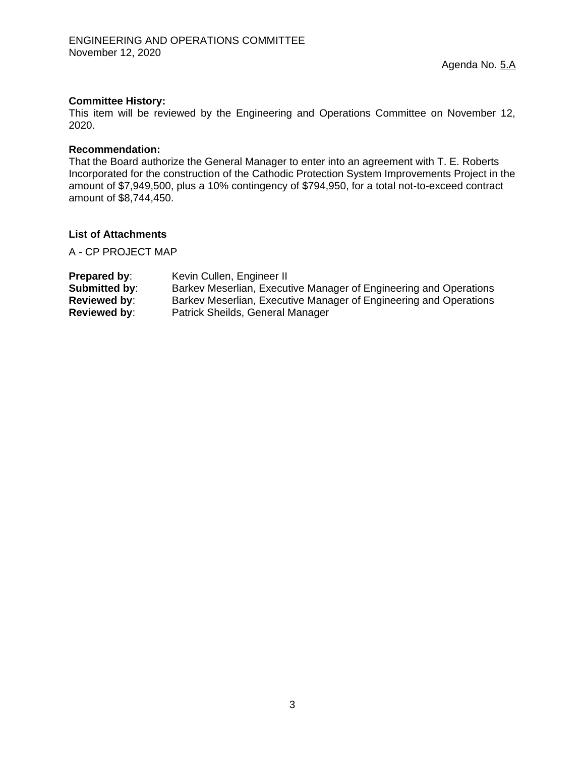ENGINEERING AND OPERATIONS COMMITTEE
November 12, 2020

Agenda No. 5.A

**Committee History:**
This item will be reviewed by the Engineering and Operations Committee on November 12, 2020.

**Recommendation:**
That the Board authorize the General Manager to enter into an agreement with T. E. Roberts Incorporated for the construction of the Cathodic Protection System Improvements Project in the amount of $7,949,500, plus a 10% contingency of $794,950, for a total not-to-exceed contract amount of $8,744,450.

**List of Attachments**

A - CP PROJECT MAP

| | |
|---|---|
| **Prepared by**: | Kevin Cullen, Engineer II |
| **Submitted by**: | Barkev Meserlian, Executive Manager of Engineering and Operations |
| **Reviewed by**: | Barkev Meserlian, Executive Manager of Engineering and Operations |
| **Reviewed by**: | Patrick Sheilds, General Manager |